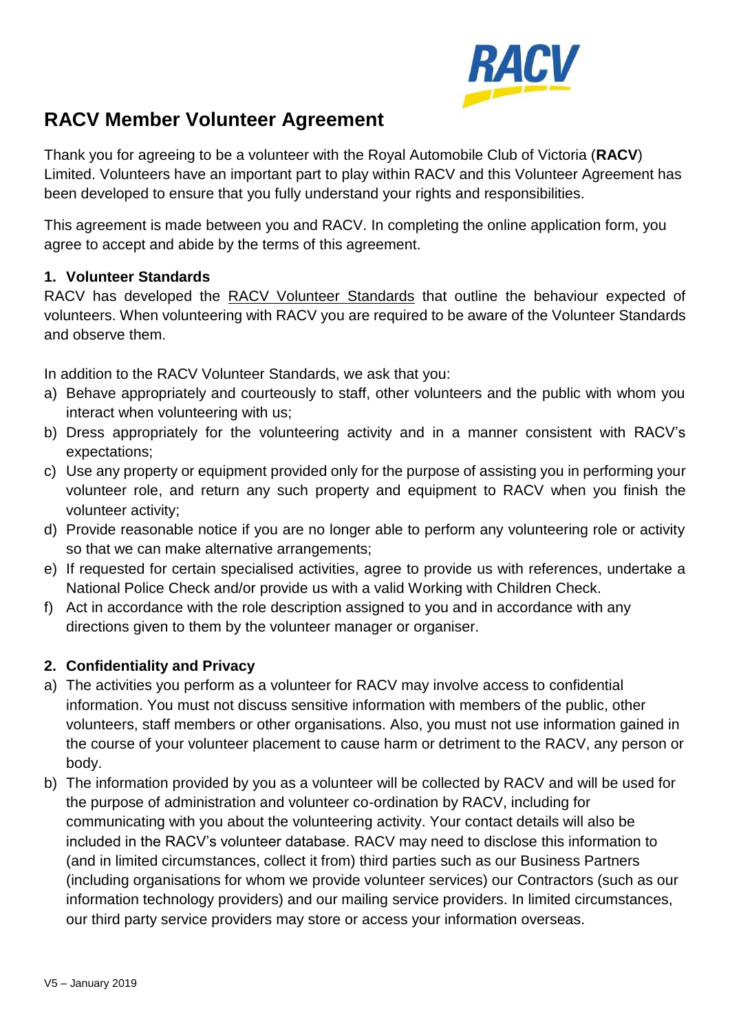# RACV Member Volunteer Agreement

Thank you for agreeing to be a volunteer with the Royal Automobile Club of Victoria (**RACV**) Limited. Volunteers have an important part to play within RACV and this Volunteer Agreement has been developed to ensure that you fully understand your rights and responsibilities.

This agreement is made between you and RACV. In completing the online application form, you agree to accept and abide by the terms of this agreement.

### 1. Volunteer Standards

RACV has developed the RACV Volunteer Standards that outline the behaviour expected of volunteers. When volunteering with RACV you are required to be aware of the Volunteer Standards and observe them.

In addition to the RACV Volunteer Standards, we ask that you:

a) Behave appropriately and courteously to staff, other volunteers and the public with whom you interact when volunteering with us;
b) Dress appropriately for the volunteering activity and in a manner consistent with RACV's expectations;
c) Use any property or equipment provided only for the purpose of assisting you in performing your volunteer role, and return any such property and equipment to RACV when you finish the volunteer activity;
d) Provide reasonable notice if you are no longer able to perform any volunteering role or activity so that we can make alternative arrangements;
e) If requested for certain specialised activities, agree to provide us with references, undertake a National Police Check and/or provide us with a valid Working with Children Check.
f) Act in accordance with the role description assigned to you and in accordance with any directions given to them by the volunteer manager or organiser.

### 2. Confidentiality and Privacy

a) The activities you perform as a volunteer for RACV may involve access to confidential information. You must not discuss sensitive information with members of the public, other volunteers, staff members or other organisations. Also, you must not use information gained in the course of your volunteer placement to cause harm or detriment to the RACV, any person or body.
b) The information provided by you as a volunteer will be collected by RACV and will be used for the purpose of administration and volunteer co-ordination by RACV, including for communicating with you about the volunteering activity. Your contact details will also be included in the RACV's volunteer database. RACV may need to disclose this information to (and in limited circumstances, collect it from) third parties such as our Business Partners (including organisations for whom we provide volunteer services) our Contractors (such as our information technology providers) and our mailing service providers. In limited circumstances, our third party service providers may store or access your information overseas.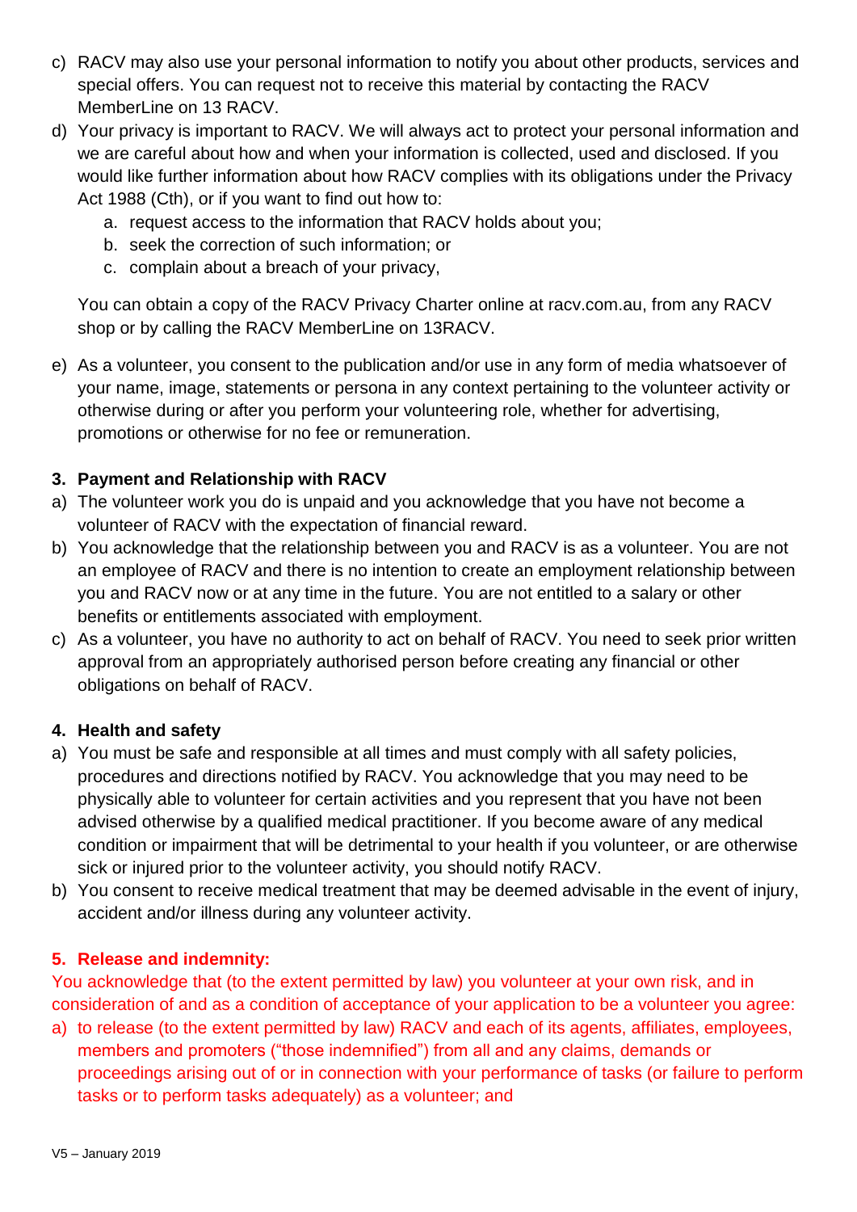c) RACV may also use your personal information to notify you about other products, services and special offers. You can request not to receive this material by contacting the RACV MemberLine on 13 RACV.

d) Your privacy is important to RACV. We will always act to protect your personal information and we are careful about how and when your information is collected, used and disclosed. If you would like further information about how RACV complies with its obligations under the Privacy Act 1988 (Cth), or if you want to find out how to:

   a. request access to the information that RACV holds about you;
   b. seek the correction of such information; or
   c. complain about a breach of your privacy,

   You can obtain a copy of the RACV Privacy Charter online at racv.com.au, from any RACV shop or by calling the RACV MemberLine on 13RACV.

e) As a volunteer, you consent to the publication and/or use in any form of media whatsoever of your name, image, statements or persona in any context pertaining to the volunteer activity or otherwise during or after you perform your volunteering role, whether for advertising, promotions or otherwise for no fee or remuneration.

**3. Payment and Relationship with RACV**

a) The volunteer work you do is unpaid and you acknowledge that you have not become a volunteer of RACV with the expectation of financial reward.

b) You acknowledge that the relationship between you and RACV is as a volunteer. You are not an employee of RACV and there is no intention to create an employment relationship between you and RACV now or at any time in the future. You are not entitled to a salary or other benefits or entitlements associated with employment.

c) As a volunteer, you have no authority to act on behalf of RACV. You need to seek prior written approval from an appropriately authorised person before creating any financial or other obligations on behalf of RACV.

**4. Health and safety**

a) You must be safe and responsible at all times and must comply with all safety policies, procedures and directions notified by RACV. You acknowledge that you may need to be physically able to volunteer for certain activities and you represent that you have not been advised otherwise by a qualified medical practitioner. If you become aware of any medical condition or impairment that will be detrimental to your health if you volunteer, or are otherwise sick or injured prior to the volunteer activity, you should notify RACV.

b) You consent to receive medical treatment that may be deemed advisable in the event of injury, accident and/or illness during any volunteer activity.

**5. Release and indemnity:**

You acknowledge that (to the extent permitted by law) you volunteer at your own risk, and in consideration of and as a condition of acceptance of your application to be a volunteer you agree:

a) to release (to the extent permitted by law) RACV and each of its agents, affiliates, employees, members and promoters ("those indemnified") from all and any claims, demands or proceedings arising out of or in connection with your performance of tasks (or failure to perform tasks or to perform tasks adequately) as a volunteer; and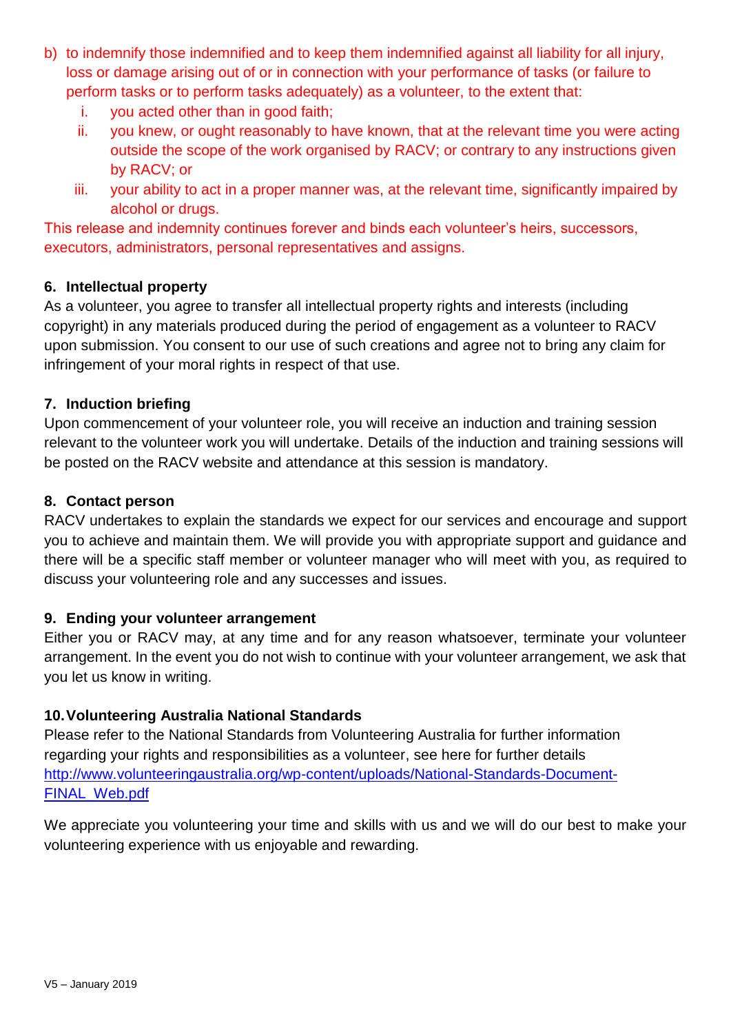b) to indemnify those indemnified and to keep them indemnified against all liability for all injury, loss or damage arising out of or in connection with your performance of tasks (or failure to perform tasks or to perform tasks adequately) as a volunteer, to the extent that:
   i. you acted other than in good faith;
   ii. you knew, or ought reasonably to have known, that at the relevant time you were acting outside the scope of the work organised by RACV; or contrary to any instructions given by RACV; or
   iii. your ability to act in a proper manner was, at the relevant time, significantly impaired by alcohol or drugs.

This release and indemnity continues forever and binds each volunteer's heirs, successors, executors, administrators, personal representatives and assigns.

**6. Intellectual property**

As a volunteer, you agree to transfer all intellectual property rights and interests (including copyright) in any materials produced during the period of engagement as a volunteer to RACV upon submission. You consent to our use of such creations and agree not to bring any claim for infringement of your moral rights in respect of that use.

**7. Induction briefing**

Upon commencement of your volunteer role, you will receive an induction and training session relevant to the volunteer work you will undertake. Details of the induction and training sessions will be posted on the RACV website and attendance at this session is mandatory.

**8. Contact person**

RACV undertakes to explain the standards we expect for our services and encourage and support you to achieve and maintain them. We will provide you with appropriate support and guidance and there will be a specific staff member or volunteer manager who will meet with you, as required to discuss your volunteering role and any successes and issues.

**9. Ending your volunteer arrangement**

Either you or RACV may, at any time and for any reason whatsoever, terminate your volunteer arrangement. In the event you do not wish to continue with your volunteer arrangement, we ask that you let us know in writing.

**10. Volunteering Australia National Standards**

Please refer to the National Standards from Volunteering Australia for further information regarding your rights and responsibilities as a volunteer, see here for further details http://www.volunteeringaustralia.org/wp-content/uploads/National-Standards-Document-FINAL_Web.pdf

We appreciate you volunteering your time and skills with us and we will do our best to make your volunteering experience with us enjoyable and rewarding.

V5 – January 2019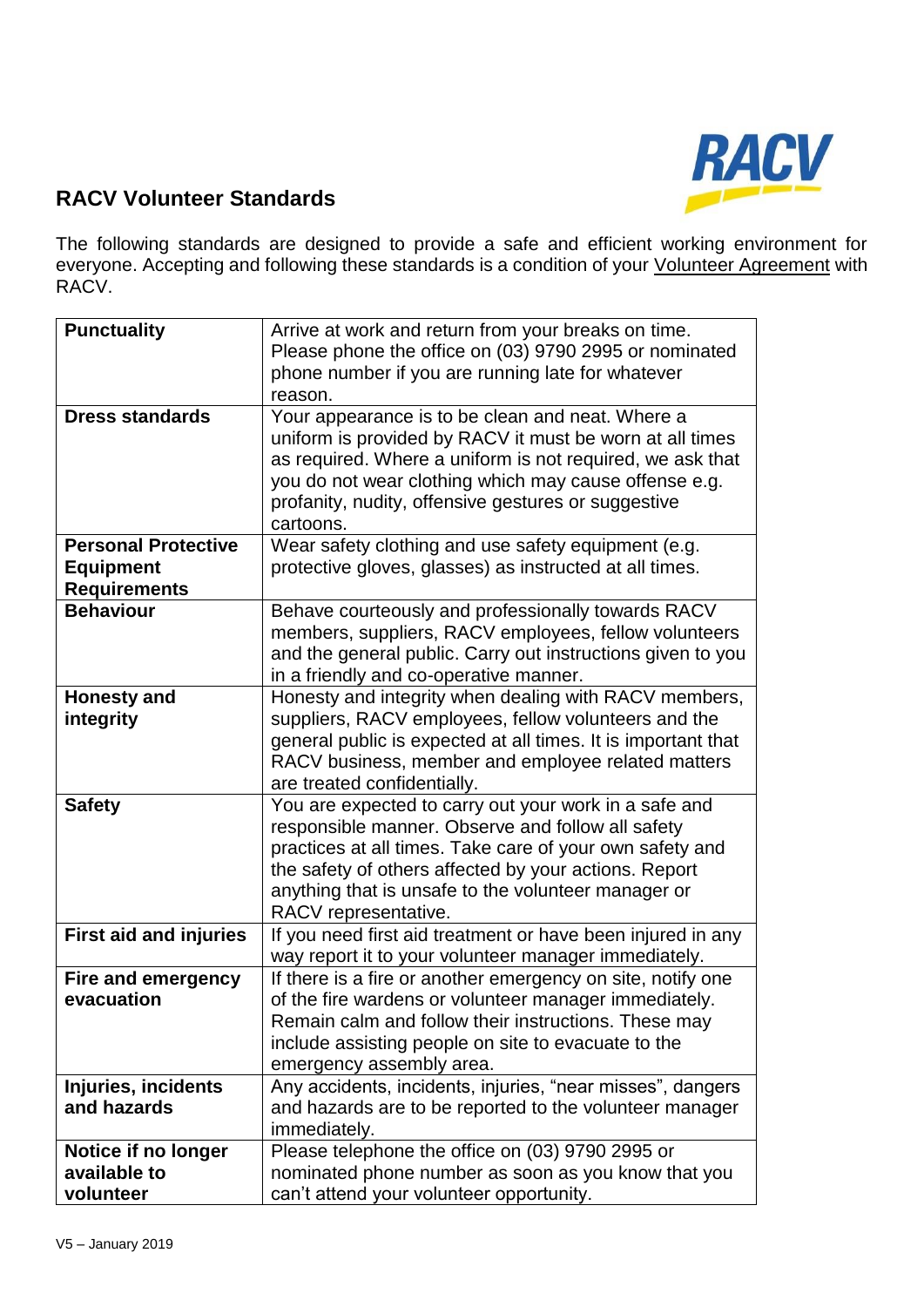## RACV Volunteer Standards

The following standards are designed to provide a safe and efficient working environment for everyone. Accepting and following these standards is a condition of your Volunteer Agreement with RACV.

| | |
|---|---|
| **Punctuality** | Arrive at work and return from your breaks on time. Please phone the office on (03) 9790 2995 or nominated phone number if you are running late for whatever reason. |
| **Dress standards** | Your appearance is to be clean and neat. Where a uniform is provided by RACV it must be worn at all times as required. Where a uniform is not required, we ask that you do not wear clothing which may cause offense e.g. profanity, nudity, offensive gestures or suggestive cartoons. |
| **Personal Protective Equipment Requirements** | Wear safety clothing and use safety equipment (e.g. protective gloves, glasses) as instructed at all times. |
| **Behaviour** | Behave courteously and professionally towards RACV members, suppliers, RACV employees, fellow volunteers and the general public. Carry out instructions given to you in a friendly and co-operative manner. |
| **Honesty and integrity** | Honesty and integrity when dealing with RACV members, suppliers, RACV employees, fellow volunteers and the general public is expected at all times. It is important that RACV business, member and employee related matters are treated confidentially. |
| **Safety** | You are expected to carry out your work in a safe and responsible manner. Observe and follow all safety practices at all times. Take care of your own safety and the safety of others affected by your actions. Report anything that is unsafe to the volunteer manager or RACV representative. |
| **First aid and injuries** | If you need first aid treatment or have been injured in any way report it to your volunteer manager immediately. |
| **Fire and emergency evacuation** | If there is a fire or another emergency on site, notify one of the fire wardens or volunteer manager immediately. Remain calm and follow their instructions. These may include assisting people on site to evacuate to the emergency assembly area. |
| **Injuries, incidents and hazards** | Any accidents, incidents, injuries, "near misses", dangers and hazards are to be reported to the volunteer manager immediately. |
| **Notice if no longer available to volunteer** | Please telephone the office on (03) 9790 2995 or nominated phone number as soon as you know that you can't attend your volunteer opportunity. |

V5 – January 2019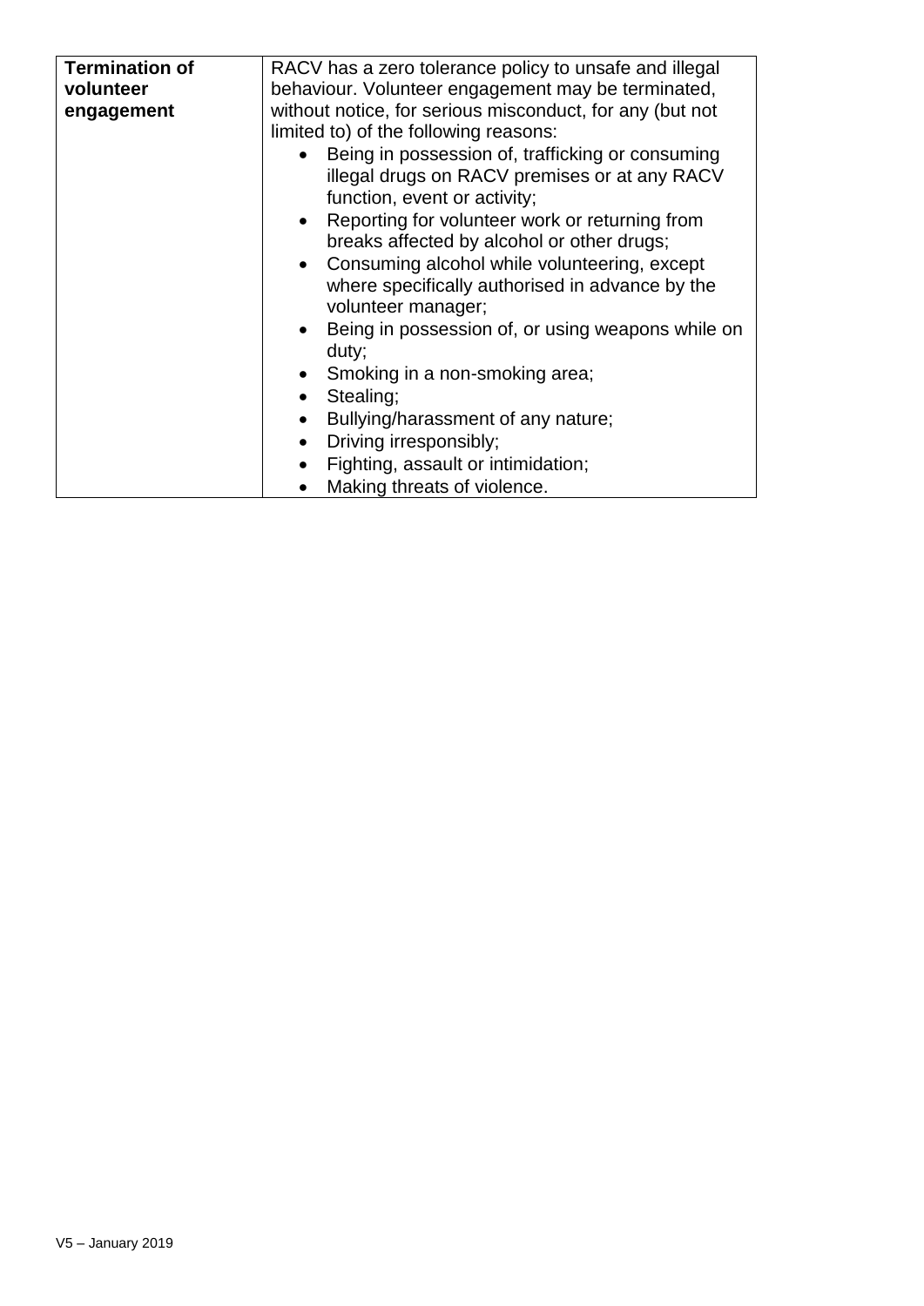| | |
|---|---|
| **Termination of volunteer engagement** | RACV has a zero tolerance policy to unsafe and illegal behaviour. Volunteer engagement may be terminated, without notice, for serious misconduct, for any (but not limited to) of the following reasons:<br>• Being in possession of, trafficking or consuming illegal drugs on RACV premises or at any RACV function, event or activity;<br>• Reporting for volunteer work or returning from breaks affected by alcohol or other drugs;<br>• Consuming alcohol while volunteering, except where specifically authorised in advance by the volunteer manager;<br>• Being in possession of, or using weapons while on duty;<br>• Smoking in a non-smoking area;<br>• Stealing;<br>• Bullying/harassment of any nature;<br>• Driving irresponsibly;<br>• Fighting, assault or intimidation;<br>• Making threats of violence. |

V5 – January 2019